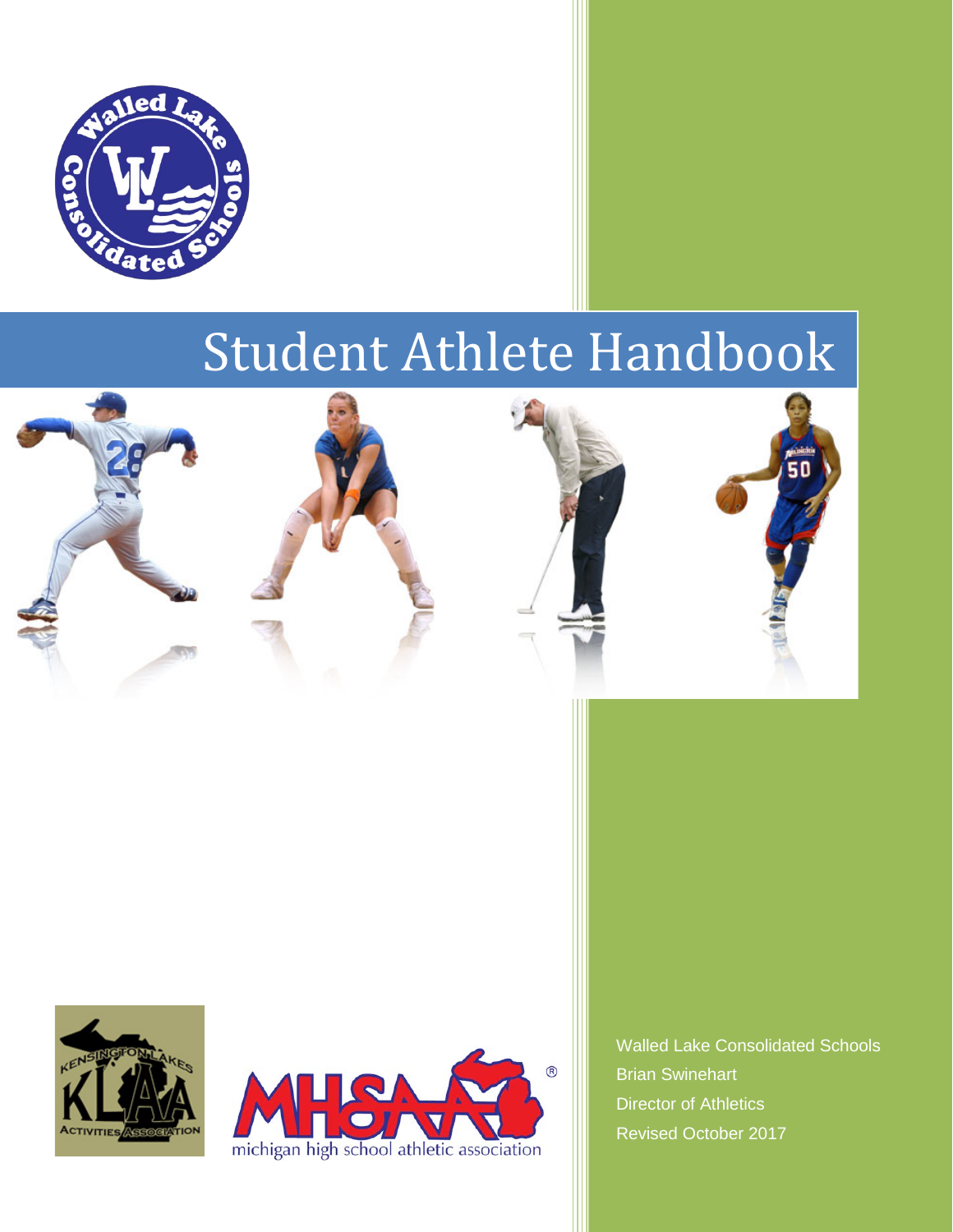# Student Athlete Handbook

Walled Lake Consolidated Schools

Brian Swinehart

Director of Athletics

Revised October 2017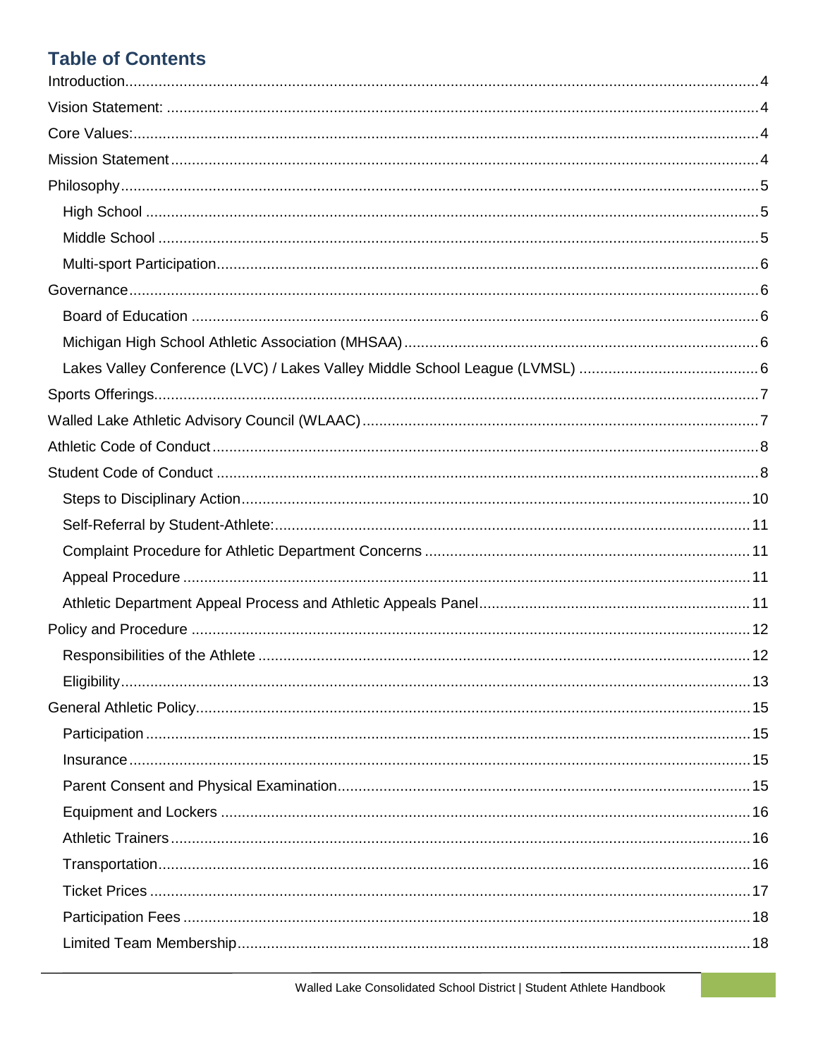## Table of Contents

- Introduction....4
- Vision Statement: ....4
- Core Values:....4
- Mission Statement....4
- Philosophy....5
  - High School ....5
  - Middle School ....5
  - Multi-sport Participation....6
- Governance....6
  - Board of Education ....6
  - Michigan High School Athletic Association (MHSAA)....6
  - Lakes Valley Conference (LVC) / Lakes Valley Middle School League (LVMSL) ....6
- Sports Offerings....7
- Walled Lake Athletic Advisory Council (WLAAC)....7
- Athletic Code of Conduct....8
- Student Code of Conduct ....8
  - Steps to Disciplinary Action....10
  - Self-Referral by Student-Athlete:....11
  - Complaint Procedure for Athletic Department Concerns ....11
  - Appeal Procedure ....11
  - Athletic Department Appeal Process and Athletic Appeals Panel....11
- Policy and Procedure ....12
  - Responsibilities of the Athlete ....12
  - Eligibility....13
- General Athletic Policy....15
  - Participation ....15
  - Insurance....15
  - Parent Consent and Physical Examination....15
  - Equipment and Lockers ....16
  - Athletic Trainers....16
  - Transportation....16
  - Ticket Prices ....17
  - Participation Fees ....18
  - Limited Team Membership....18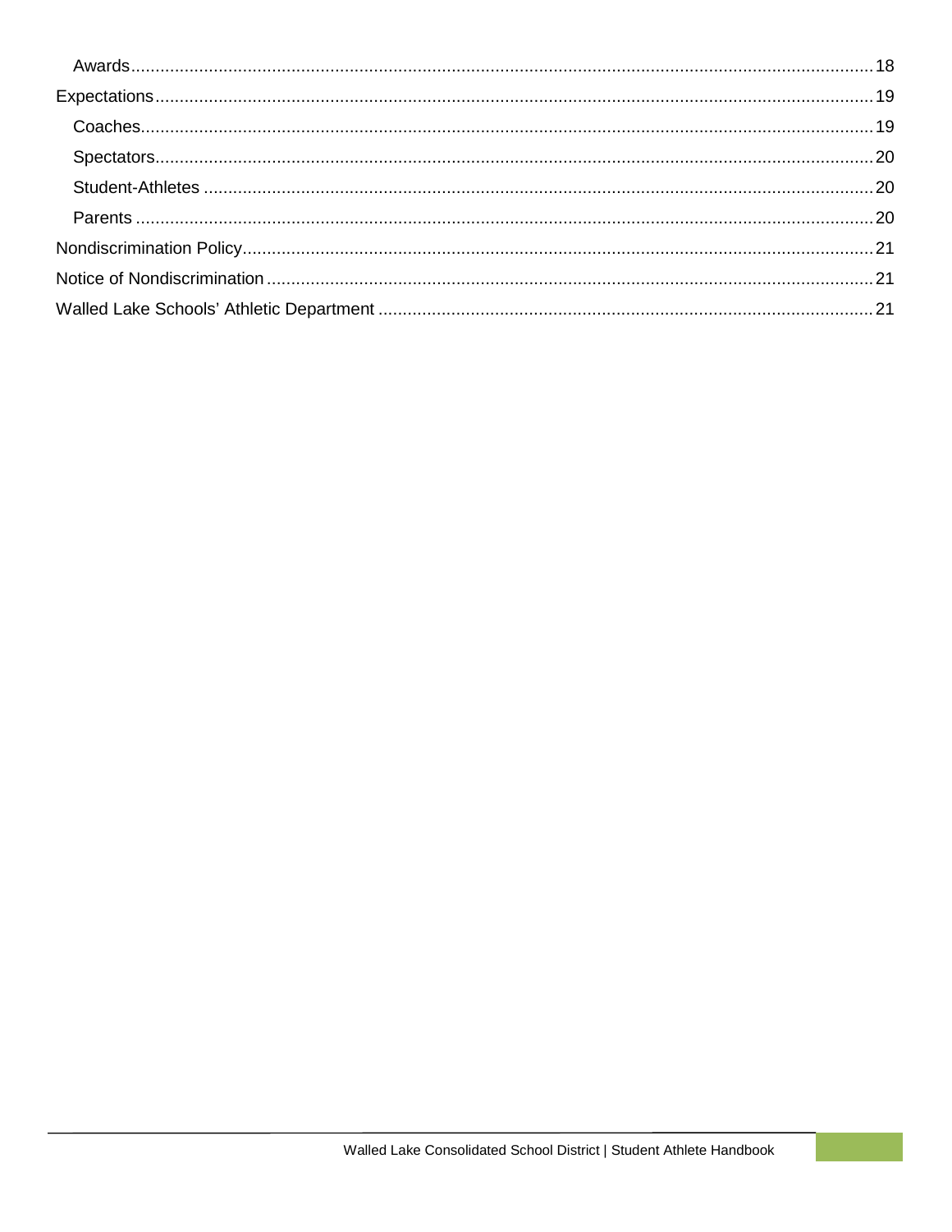- Awards ........ 18
- Expectations ........ 19
  - Coaches ........ 19
  - Spectators ........ 20
  - Student-Athletes ........ 20
  - Parents ........ 20
- Nondiscrimination Policy ........ 21
- Notice of Nondiscrimination ........ 21
- Walled Lake Schools' Athletic Department ........ 21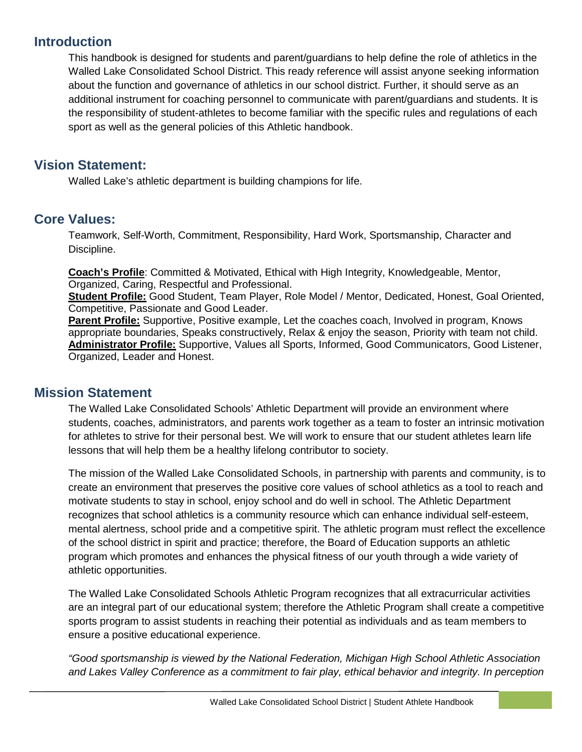## Introduction

This handbook is designed for students and parent/guardians to help define the role of athletics in the Walled Lake Consolidated School District. This ready reference will assist anyone seeking information about the function and governance of athletics in our school district. Further, it should serve as an additional instrument for coaching personnel to communicate with parent/guardians and students. It is the responsibility of student-athletes to become familiar with the specific rules and regulations of each sport as well as the general policies of this Athletic handbook.

## Vision Statement:

Walled Lake's athletic department is building champions for life.

## Core Values:

Teamwork, Self-Worth, Commitment, Responsibility, Hard Work, Sportsmanship, Character and Discipline.

**Coach's Profile**: Committed & Motivated, Ethical with High Integrity, Knowledgeable, Mentor, Organized, Caring, Respectful and Professional.
**Student Profile:** Good Student, Team Player, Role Model / Mentor, Dedicated, Honest, Goal Oriented, Competitive, Passionate and Good Leader.
**Parent Profile:** Supportive, Positive example, Let the coaches coach, Involved in program, Knows appropriate boundaries, Speaks constructively, Relax & enjoy the season, Priority with team not child.
**Administrator Profile:** Supportive, Values all Sports, Informed, Good Communicators, Good Listener, Organized, Leader and Honest.

## Mission Statement

The Walled Lake Consolidated Schools' Athletic Department will provide an environment where students, coaches, administrators, and parents work together as a team to foster an intrinsic motivation for athletes to strive for their personal best. We will work to ensure that our student athletes learn life lessons that will help them be a healthy lifelong contributor to society.

The mission of the Walled Lake Consolidated Schools, in partnership with parents and community, is to create an environment that preserves the positive core values of school athletics as a tool to reach and motivate students to stay in school, enjoy school and do well in school. The Athletic Department recognizes that school athletics is a community resource which can enhance individual self-esteem, mental alertness, school pride and a competitive spirit. The athletic program must reflect the excellence of the school district in spirit and practice; therefore, the Board of Education supports an athletic program which promotes and enhances the physical fitness of our youth through a wide variety of athletic opportunities.

The Walled Lake Consolidated Schools Athletic Program recognizes that all extracurricular activities are an integral part of our educational system; therefore the Athletic Program shall create a competitive sports program to assist students in reaching their potential as individuals and as team members to ensure a positive educational experience.

*"Good sportsmanship is viewed by the National Federation, Michigan High School Athletic Association and Lakes Valley Conference as a commitment to fair play, ethical behavior and integrity. In perception*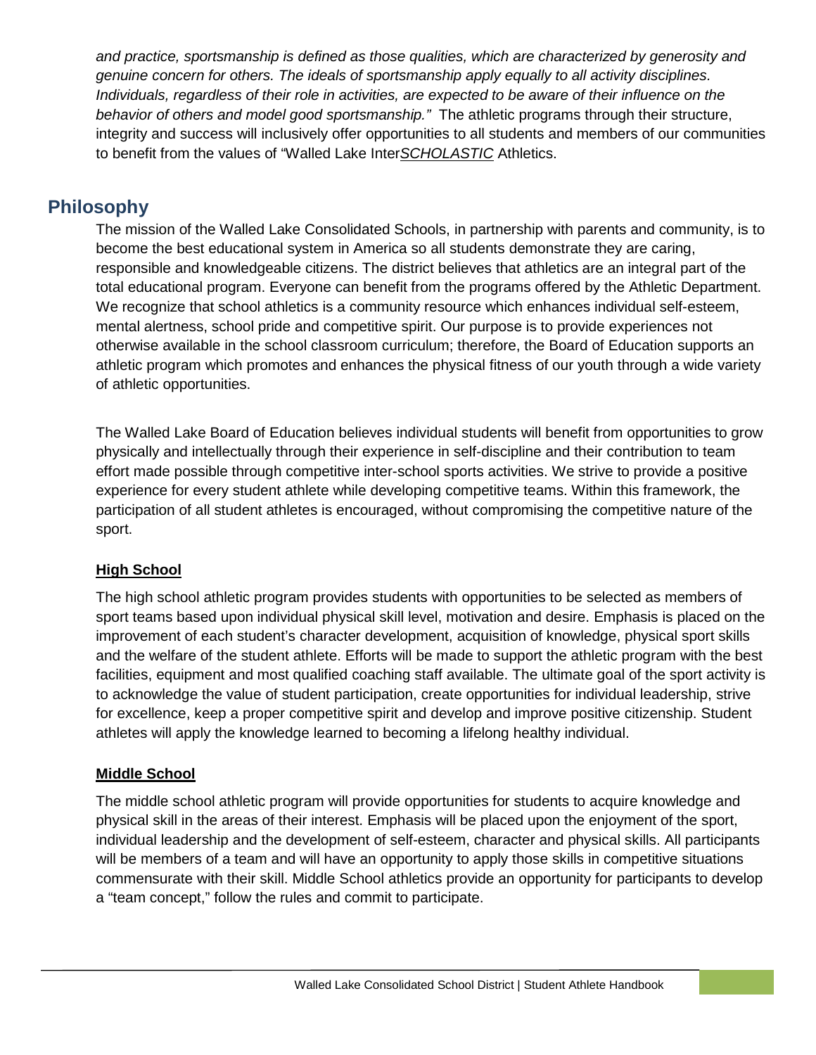*and practice, sportsmanship is defined as those qualities, which are characterized by generosity and genuine concern for others. The ideals of sportsmanship apply equally to all activity disciplines. Individuals, regardless of their role in activities, are expected to be aware of their influence on the behavior of others and model good sportsmanship."* The athletic programs through their structure, integrity and success will inclusively offer opportunities to all students and members of our communities to benefit from the values of "Walled Lake Inter***SCHOLASTIC*** Athletics.

## Philosophy

The mission of the Walled Lake Consolidated Schools, in partnership with parents and community, is to become the best educational system in America so all students demonstrate they are caring, responsible and knowledgeable citizens. The district believes that athletics are an integral part of the total educational program. Everyone can benefit from the programs offered by the Athletic Department. We recognize that school athletics is a community resource which enhances individual self-esteem, mental alertness, school pride and competitive spirit. Our purpose is to provide experiences not otherwise available in the school classroom curriculum; therefore, the Board of Education supports an athletic program which promotes and enhances the physical fitness of our youth through a wide variety of athletic opportunities.

The Walled Lake Board of Education believes individual students will benefit from opportunities to grow physically and intellectually through their experience in self-discipline and their contribution to team effort made possible through competitive inter-school sports activities. We strive to provide a positive experience for every student athlete while developing competitive teams. Within this framework, the participation of all student athletes is encouraged, without compromising the competitive nature of the sport.

### High School

The high school athletic program provides students with opportunities to be selected as members of sport teams based upon individual physical skill level, motivation and desire. Emphasis is placed on the improvement of each student's character development, acquisition of knowledge, physical sport skills and the welfare of the student athlete. Efforts will be made to support the athletic program with the best facilities, equipment and most qualified coaching staff available. The ultimate goal of the sport activity is to acknowledge the value of student participation, create opportunities for individual leadership, strive for excellence, keep a proper competitive spirit and develop and improve positive citizenship. Student athletes will apply the knowledge learned to becoming a lifelong healthy individual.

### Middle School

The middle school athletic program will provide opportunities for students to acquire knowledge and physical skill in the areas of their interest. Emphasis will be placed upon the enjoyment of the sport, individual leadership and the development of self-esteem, character and physical skills. All participants will be members of a team and will have an opportunity to apply those skills in competitive situations commensurate with their skill. Middle School athletics provide an opportunity for participants to develop a "team concept," follow the rules and commit to participate.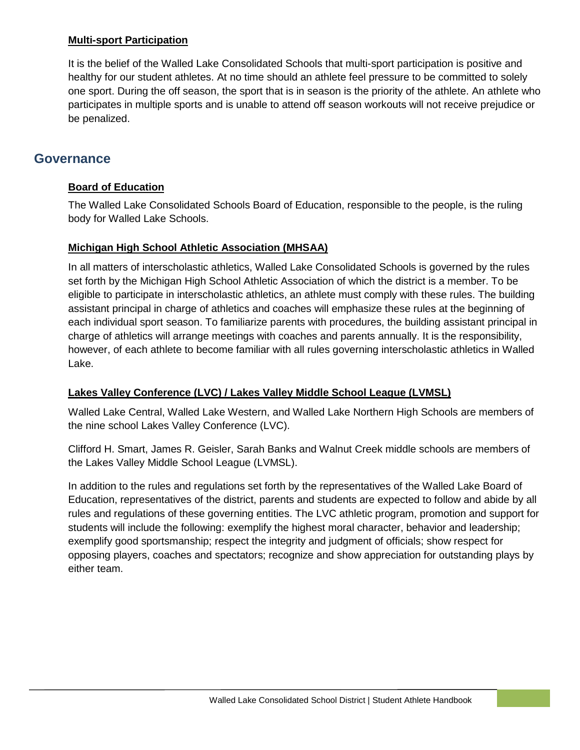### Multi-sport Participation

It is the belief of the Walled Lake Consolidated Schools that multi-sport participation is positive and healthy for our student athletes. At no time should an athlete feel pressure to be committed to solely one sport. During the off season, the sport that is in season is the priority of the athlete. An athlete who participates in multiple sports and is unable to attend off season workouts will not receive prejudice or be penalized.

## Governance

### Board of Education

The Walled Lake Consolidated Schools Board of Education, responsible to the people, is the ruling body for Walled Lake Schools.

### Michigan High School Athletic Association (MHSAA)

In all matters of interscholastic athletics, Walled Lake Consolidated Schools is governed by the rules set forth by the Michigan High School Athletic Association of which the district is a member. To be eligible to participate in interscholastic athletics, an athlete must comply with these rules. The building assistant principal in charge of athletics and coaches will emphasize these rules at the beginning of each individual sport season. To familiarize parents with procedures, the building assistant principal in charge of athletics will arrange meetings with coaches and parents annually. It is the responsibility, however, of each athlete to become familiar with all rules governing interscholastic athletics in Walled Lake.

### Lakes Valley Conference (LVC) / Lakes Valley Middle School League (LVMSL)

Walled Lake Central, Walled Lake Western, and Walled Lake Northern High Schools are members of the nine school Lakes Valley Conference (LVC).

Clifford H. Smart, James R. Geisler, Sarah Banks and Walnut Creek middle schools are members of the Lakes Valley Middle School League (LVMSL).

In addition to the rules and regulations set forth by the representatives of the Walled Lake Board of Education, representatives of the district, parents and students are expected to follow and abide by all rules and regulations of these governing entities. The LVC athletic program, promotion and support for students will include the following: exemplify the highest moral character, behavior and leadership; exemplify good sportsmanship; respect the integrity and judgment of officials; show respect for opposing players, coaches and spectators; recognize and show appreciation for outstanding plays by either team.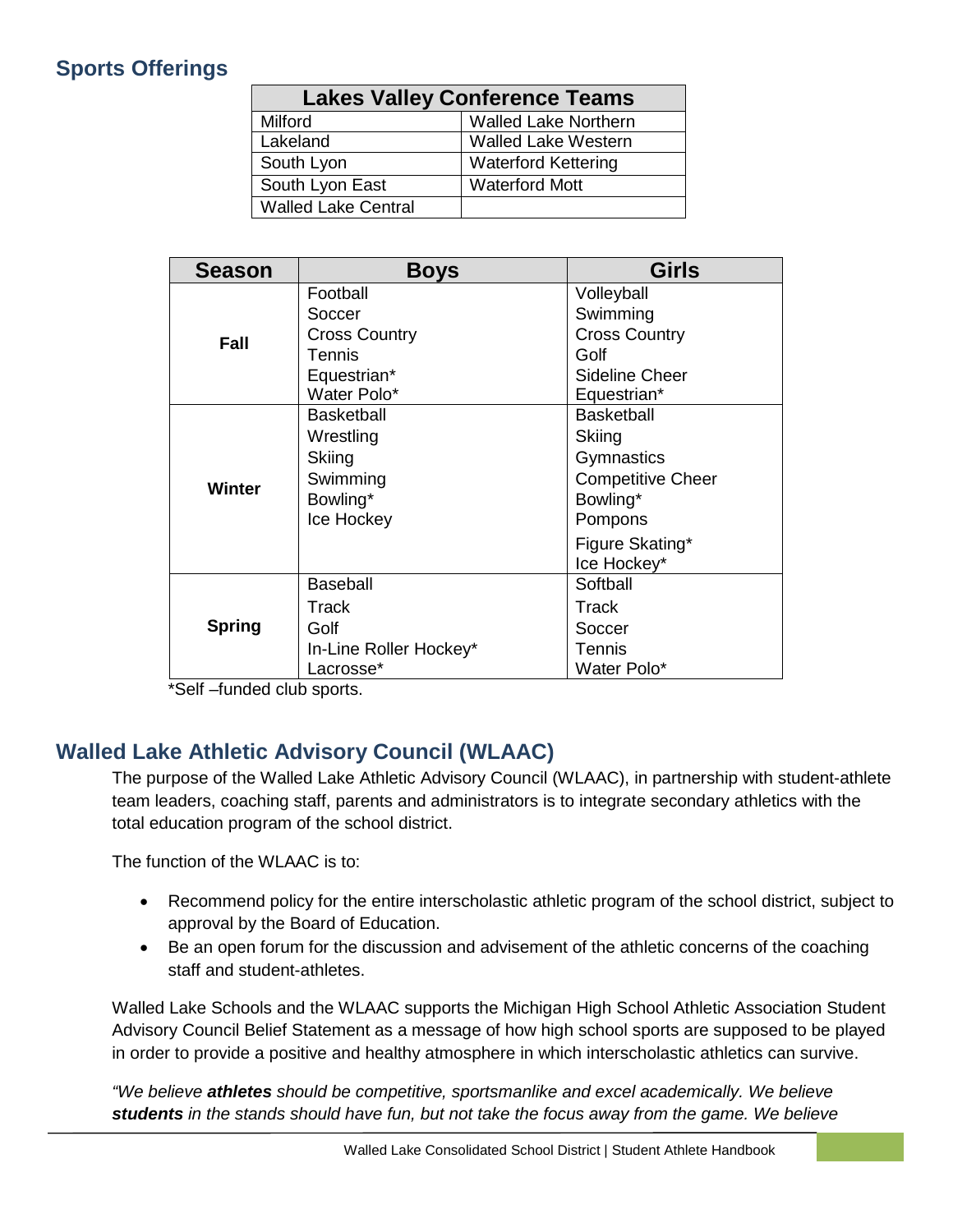## Sports Offerings

| Lakes Valley Conference Teams | |
|---|---|
| Milford | Walled Lake Northern |
| Lakeland | Walled Lake Western |
| South Lyon | Waterford Kettering |
| South Lyon East | Waterford Mott |
| Walled Lake Central | |

| Season | Boys | Girls |
|---|---|---|
| Fall | Football<br>Soccer<br>Cross Country<br>Tennis<br>Equestrian*<br>Water Polo* | Volleyball<br>Swimming<br>Cross Country<br>Golf<br>Sideline Cheer<br>Equestrian* |
| Winter | Basketball<br>Wrestling<br>Skiing<br>Swimming<br>Bowling*<br>Ice Hockey | Basketball<br>Skiing<br>Gymnastics<br>Competitive Cheer<br>Bowling*<br>Pompons<br>Figure Skating*<br>Ice Hockey* |
| Spring | Baseball<br>Track<br>Golf<br>In-Line Roller Hockey*<br>Lacrosse* | Softball<br>Track<br>Soccer<br>Tennis<br>Water Polo* |

*Self –funded club sports.

## Walled Lake Athletic Advisory Council (WLAAC)

The purpose of the Walled Lake Athletic Advisory Council (WLAAC), in partnership with student-athlete team leaders, coaching staff, parents and administrators is to integrate secondary athletics with the total education program of the school district.

The function of the WLAAC is to:

- Recommend policy for the entire interscholastic athletic program of the school district, subject to approval by the Board of Education.
- Be an open forum for the discussion and advisement of the athletic concerns of the coaching staff and student-athletes.

Walled Lake Schools and the WLAAC supports the Michigan High School Athletic Association Student Advisory Council Belief Statement as a message of how high school sports are supposed to be played in order to provide a positive and healthy atmosphere in which interscholastic athletics can survive.

*"We believe **athletes** should be competitive, sportsmanlike and excel academically. We believe **students** in the stands should have fun, but not take the focus away from the game. We believe*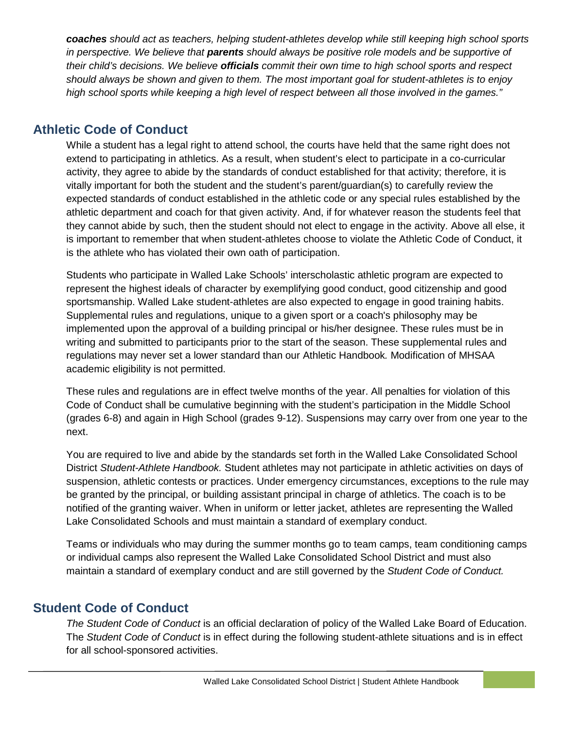***coaches** should act as teachers, helping student-athletes develop while still keeping high school sports in perspective. We believe that **parents** should always be positive role models and be supportive of their child's decisions. We believe **officials** commit their own time to high school sports and respect should always be shown and given to them. The most important goal for student-athletes is to enjoy high school sports while keeping a high level of respect between all those involved in the games."*

## Athletic Code of Conduct

While a student has a legal right to attend school, the courts have held that the same right does not extend to participating in athletics. As a result, when student's elect to participate in a co-curricular activity, they agree to abide by the standards of conduct established for that activity; therefore, it is vitally important for both the student and the student's parent/guardian(s) to carefully review the expected standards of conduct established in the athletic code or any special rules established by the athletic department and coach for that given activity. And, if for whatever reason the students feel that they cannot abide by such, then the student should not elect to engage in the activity. Above all else, it is important to remember that when student-athletes choose to violate the Athletic Code of Conduct, it is the athlete who has violated their own oath of participation.

Students who participate in Walled Lake Schools' interscholastic athletic program are expected to represent the highest ideals of character by exemplifying good conduct, good citizenship and good sportsmanship. Walled Lake student-athletes are also expected to engage in good training habits. Supplemental rules and regulations, unique to a given sport or a coach's philosophy may be implemented upon the approval of a building principal or his/her designee. These rules must be in writing and submitted to participants prior to the start of the season. These supplemental rules and regulations may never set a lower standard than our Athletic Handbook. Modification of MHSAA academic eligibility is not permitted.

These rules and regulations are in effect twelve months of the year. All penalties for violation of this Code of Conduct shall be cumulative beginning with the student's participation in the Middle School (grades 6-8) and again in High School (grades 9-12). Suspensions may carry over from one year to the next.

You are required to live and abide by the standards set forth in the Walled Lake Consolidated School District *Student-Athlete Handbook.* Student athletes may not participate in athletic activities on days of suspension, athletic contests or practices. Under emergency circumstances, exceptions to the rule may be granted by the principal, or building assistant principal in charge of athletics. The coach is to be notified of the granting waiver. When in uniform or letter jacket, athletes are representing the Walled Lake Consolidated Schools and must maintain a standard of exemplary conduct.

Teams or individuals who may during the summer months go to team camps, team conditioning camps or individual camps also represent the Walled Lake Consolidated School District and must also maintain a standard of exemplary conduct and are still governed by the *Student Code of Conduct.*

## Student Code of Conduct

*The Student Code of Conduct* is an official declaration of policy of the Walled Lake Board of Education. The *Student Code of Conduct* is in effect during the following student-athlete situations and is in effect for all school-sponsored activities.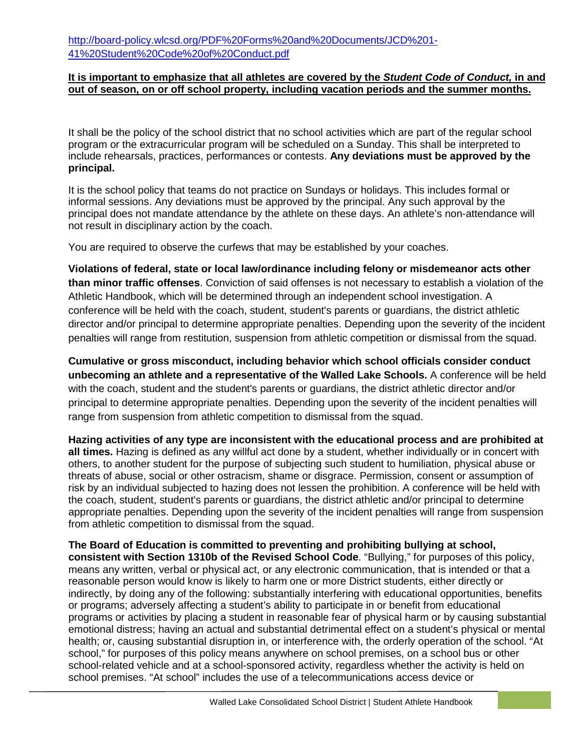http://board-policy.wlcsd.org/PDF%20Forms%20and%20Documents/JCD%201-41%20Student%20Code%20of%20Conduct.pdf

**It is important to emphasize that all athletes are covered by the *Student Code of Conduct,* in and out of season, on or off school property, including vacation periods and the summer months.**

It shall be the policy of the school district that no school activities which are part of the regular school program or the extracurricular program will be scheduled on a Sunday. This shall be interpreted to include rehearsals, practices, performances or contests. **Any deviations must be approved by the principal.**

It is the school policy that teams do not practice on Sundays or holidays. This includes formal or informal sessions. Any deviations must be approved by the principal. Any such approval by the principal does not mandate attendance by the athlete on these days. An athlete's non-attendance will not result in disciplinary action by the coach.

You are required to observe the curfews that may be established by your coaches.

**Violations of federal, state or local law/ordinance including felony or misdemeanor acts other than minor traffic offenses**. Conviction of said offenses is not necessary to establish a violation of the Athletic Handbook, which will be determined through an independent school investigation. A conference will be held with the coach, student, student's parents or guardians, the district athletic director and/or principal to determine appropriate penalties. Depending upon the severity of the incident penalties will range from restitution, suspension from athletic competition or dismissal from the squad.

**Cumulative or gross misconduct, including behavior which school officials consider conduct unbecoming an athlete and a representative of the Walled Lake Schools.** A conference will be held with the coach, student and the student's parents or guardians, the district athletic director and/or principal to determine appropriate penalties. Depending upon the severity of the incident penalties will range from suspension from athletic competition to dismissal from the squad.

**Hazing activities of any type are inconsistent with the educational process and are prohibited at all times.** Hazing is defined as any willful act done by a student, whether individually or in concert with others, to another student for the purpose of subjecting such student to humiliation, physical abuse or threats of abuse, social or other ostracism, shame or disgrace. Permission, consent or assumption of risk by an individual subjected to hazing does not lessen the prohibition. A conference will be held with the coach, student, student's parents or guardians, the district athletic and/or principal to determine appropriate penalties. Depending upon the severity of the incident penalties will range from suspension from athletic competition to dismissal from the squad.

**The Board of Education is committed to preventing and prohibiting bullying at school, consistent with Section 1310b of the Revised School Code**. "Bullying," for purposes of this policy, means any written, verbal or physical act, or any electronic communication, that is intended or that a reasonable person would know is likely to harm one or more District students, either directly or indirectly, by doing any of the following: substantially interfering with educational opportunities, benefits or programs; adversely affecting a student's ability to participate in or benefit from educational programs or activities by placing a student in reasonable fear of physical harm or by causing substantial emotional distress; having an actual and substantial detrimental effect on a student's physical or mental health; or, causing substantial disruption in, or interference with, the orderly operation of the school. "At school," for purposes of this policy means anywhere on school premises, on a school bus or other school-related vehicle and at a school-sponsored activity, regardless whether the activity is held on school premises. "At school" includes the use of a telecommunications access device or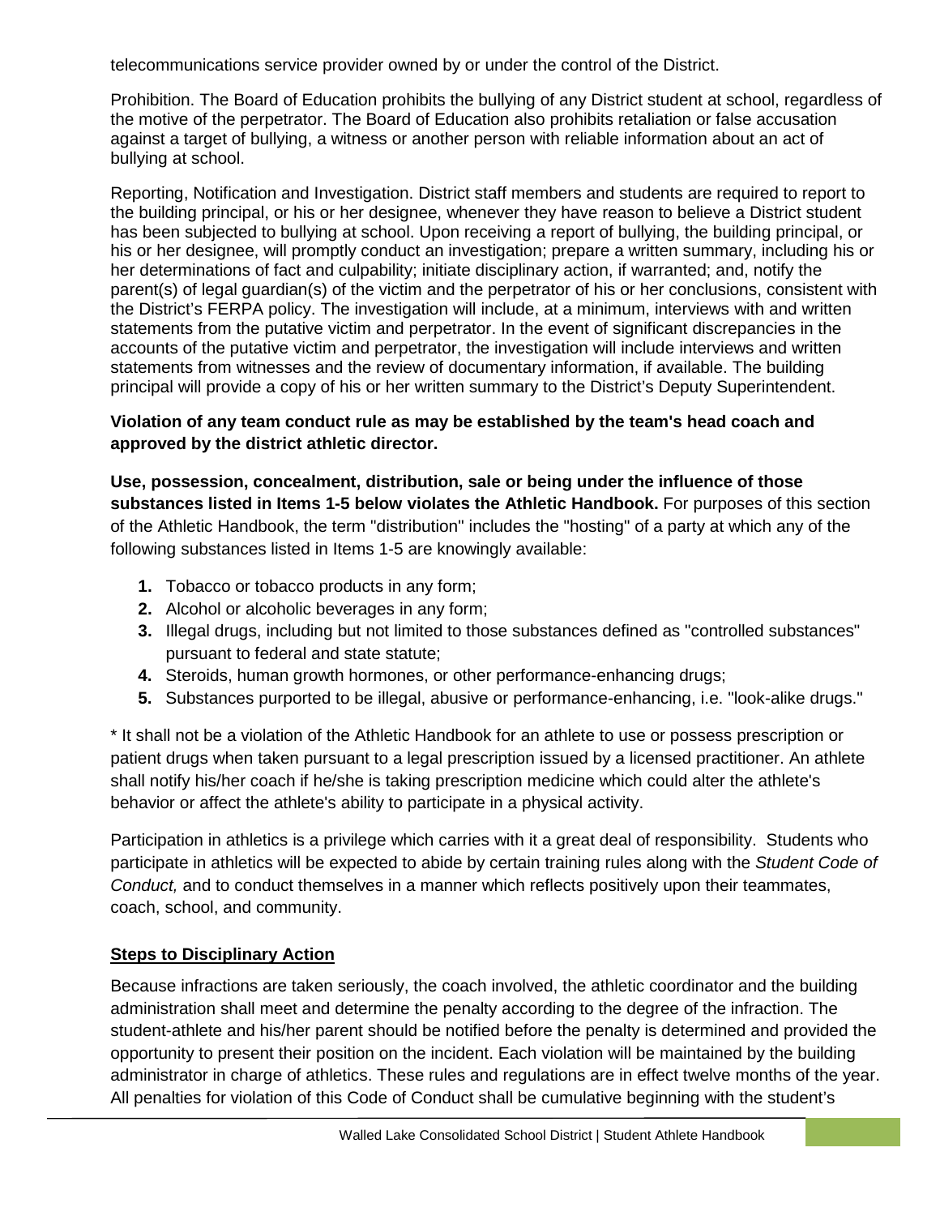telecommunications service provider owned by or under the control of the District.

Prohibition. The Board of Education prohibits the bullying of any District student at school, regardless of the motive of the perpetrator. The Board of Education also prohibits retaliation or false accusation against a target of bullying, a witness or another person with reliable information about an act of bullying at school.

Reporting, Notification and Investigation. District staff members and students are required to report to the building principal, or his or her designee, whenever they have reason to believe a District student has been subjected to bullying at school. Upon receiving a report of bullying, the building principal, or his or her designee, will promptly conduct an investigation; prepare a written summary, including his or her determinations of fact and culpability; initiate disciplinary action, if warranted; and, notify the parent(s) of legal guardian(s) of the victim and the perpetrator of his or her conclusions, consistent with the District's FERPA policy. The investigation will include, at a minimum, interviews with and written statements from the putative victim and perpetrator. In the event of significant discrepancies in the accounts of the putative victim and perpetrator, the investigation will include interviews and written statements from witnesses and the review of documentary information, if available. The building principal will provide a copy of his or her written summary to the District's Deputy Superintendent.

**Violation of any team conduct rule as may be established by the team's head coach and approved by the district athletic director.**

**Use, possession, concealment, distribution, sale or being under the influence of those substances listed in Items 1-5 below violates the Athletic Handbook.** For purposes of this section of the Athletic Handbook, the term "distribution" includes the "hosting" of a party at which any of the following substances listed in Items 1-5 are knowingly available:

1. Tobacco or tobacco products in any form;
2. Alcohol or alcoholic beverages in any form;
3. Illegal drugs, including but not limited to those substances defined as "controlled substances" pursuant to federal and state statute;
4. Steroids, human growth hormones, or other performance-enhancing drugs;
5. Substances purported to be illegal, abusive or performance-enhancing, i.e. "look-alike drugs."

* It shall not be a violation of the Athletic Handbook for an athlete to use or possess prescription or patient drugs when taken pursuant to a legal prescription issued by a licensed practitioner. An athlete shall notify his/her coach if he/she is taking prescription medicine which could alter the athlete's behavior or affect the athlete's ability to participate in a physical activity.

Participation in athletics is a privilege which carries with it a great deal of responsibility. Students who participate in athletics will be expected to abide by certain training rules along with the *Student Code of Conduct,* and to conduct themselves in a manner which reflects positively upon their teammates, coach, school, and community.

## Steps to Disciplinary Action

Because infractions are taken seriously, the coach involved, the athletic coordinator and the building administration shall meet and determine the penalty according to the degree of the infraction. The student-athlete and his/her parent should be notified before the penalty is determined and provided the opportunity to present their position on the incident. Each violation will be maintained by the building administrator in charge of athletics. These rules and regulations are in effect twelve months of the year. All penalties for violation of this Code of Conduct shall be cumulative beginning with the student's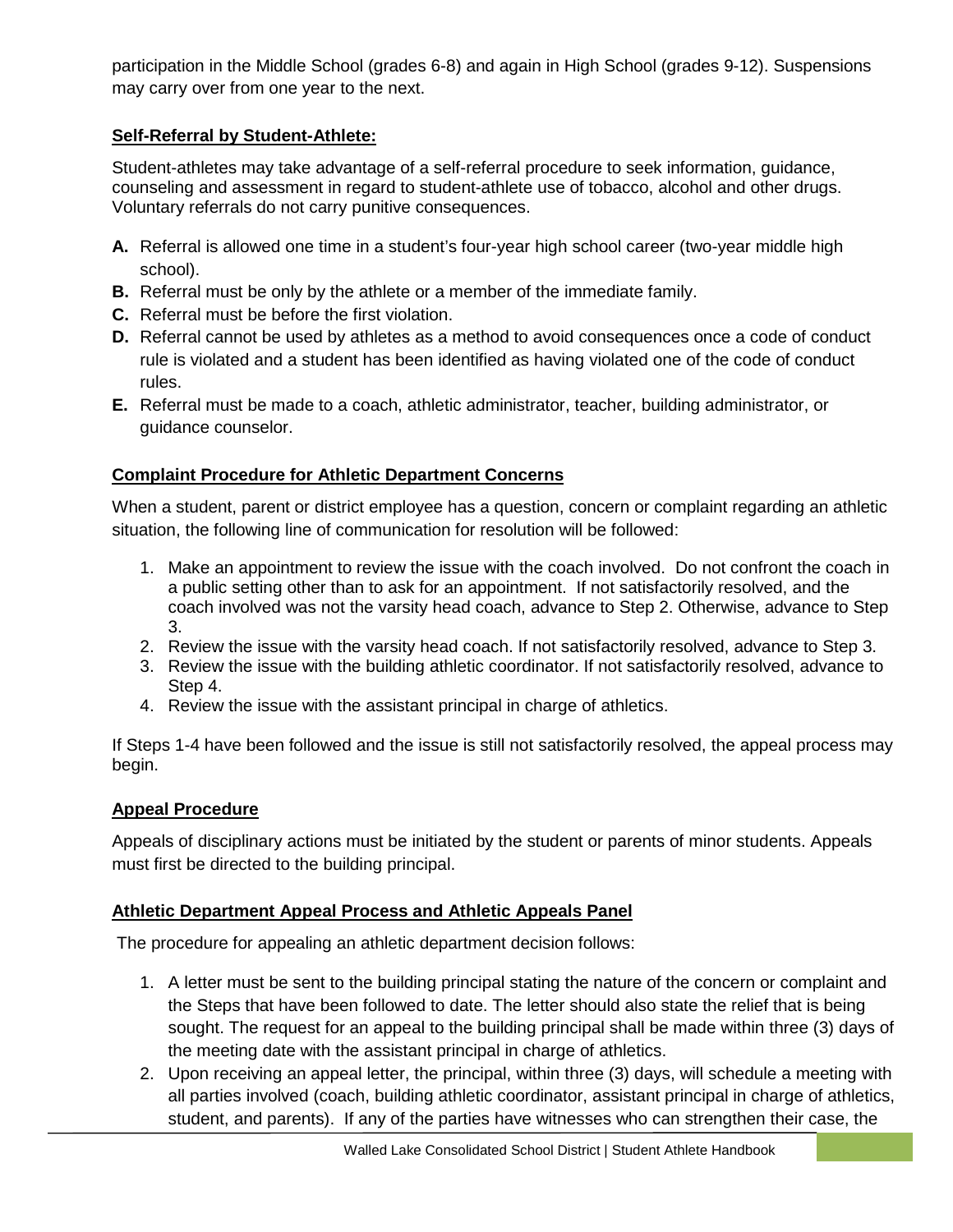participation in the Middle School (grades 6-8) and again in High School (grades 9-12). Suspensions may carry over from one year to the next.

**Self-Referral by Student-Athlete:**

Student-athletes may take advantage of a self-referral procedure to seek information, guidance, counseling and assessment in regard to student-athlete use of tobacco, alcohol and other drugs. Voluntary referrals do not carry punitive consequences.

- **A.** Referral is allowed one time in a student's four-year high school career (two-year middle high school).
- **B.** Referral must be only by the athlete or a member of the immediate family.
- **C.** Referral must be before the first violation.
- **D.** Referral cannot be used by athletes as a method to avoid consequences once a code of conduct rule is violated and a student has been identified as having violated one of the code of conduct rules.
- **E.** Referral must be made to a coach, athletic administrator, teacher, building administrator, or guidance counselor.

**Complaint Procedure for Athletic Department Concerns**

When a student, parent or district employee has a question, concern or complaint regarding an athletic situation, the following line of communication for resolution will be followed:

1. Make an appointment to review the issue with the coach involved. Do not confront the coach in a public setting other than to ask for an appointment. If not satisfactorily resolved, and the coach involved was not the varsity head coach, advance to Step 2. Otherwise, advance to Step 3.
2. Review the issue with the varsity head coach. If not satisfactorily resolved, advance to Step 3.
3. Review the issue with the building athletic coordinator. If not satisfactorily resolved, advance to Step 4.
4. Review the issue with the assistant principal in charge of athletics.

If Steps 1-4 have been followed and the issue is still not satisfactorily resolved, the appeal process may begin.

**Appeal Procedure**

Appeals of disciplinary actions must be initiated by the student or parents of minor students. Appeals must first be directed to the building principal.

**Athletic Department Appeal Process and Athletic Appeals Panel**

The procedure for appealing an athletic department decision follows:

1. A letter must be sent to the building principal stating the nature of the concern or complaint and the Steps that have been followed to date. The letter should also state the relief that is being sought. The request for an appeal to the building principal shall be made within three (3) days of the meeting date with the assistant principal in charge of athletics.
2. Upon receiving an appeal letter, the principal, within three (3) days, will schedule a meeting with all parties involved (coach, building athletic coordinator, assistant principal in charge of athletics, student, and parents). If any of the parties have witnesses who can strengthen their case, the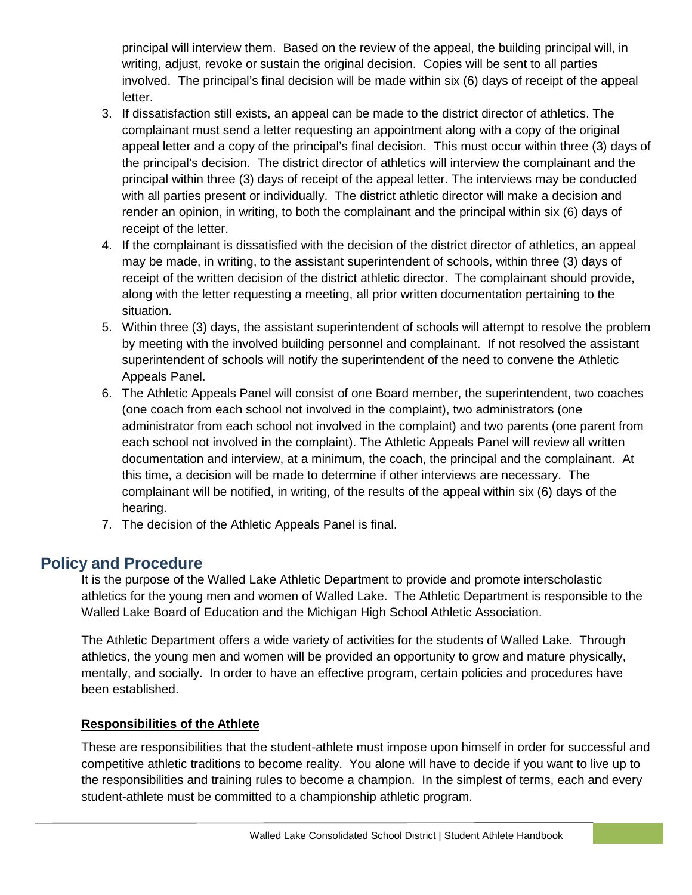principal will interview them. Based on the review of the appeal, the building principal will, in writing, adjust, revoke or sustain the original decision. Copies will be sent to all parties involved. The principal's final decision will be made within six (6) days of receipt of the appeal letter.

3. If dissatisfaction still exists, an appeal can be made to the district director of athletics. The complainant must send a letter requesting an appointment along with a copy of the original appeal letter and a copy of the principal's final decision. This must occur within three (3) days of the principal's decision. The district director of athletics will interview the complainant and the principal within three (3) days of receipt of the appeal letter. The interviews may be conducted with all parties present or individually. The district athletic director will make a decision and render an opinion, in writing, to both the complainant and the principal within six (6) days of receipt of the letter.
4. If the complainant is dissatisfied with the decision of the district director of athletics, an appeal may be made, in writing, to the assistant superintendent of schools, within three (3) days of receipt of the written decision of the district athletic director. The complainant should provide, along with the letter requesting a meeting, all prior written documentation pertaining to the situation.
5. Within three (3) days, the assistant superintendent of schools will attempt to resolve the problem by meeting with the involved building personnel and complainant. If not resolved the assistant superintendent of schools will notify the superintendent of the need to convene the Athletic Appeals Panel.
6. The Athletic Appeals Panel will consist of one Board member, the superintendent, two coaches (one coach from each school not involved in the complaint), two administrators (one administrator from each school not involved in the complaint) and two parents (one parent from each school not involved in the complaint). The Athletic Appeals Panel will review all written documentation and interview, at a minimum, the coach, the principal and the complainant. At this time, a decision will be made to determine if other interviews are necessary. The complainant will be notified, in writing, of the results of the appeal within six (6) days of the hearing.
7. The decision of the Athletic Appeals Panel is final.

## Policy and Procedure

It is the purpose of the Walled Lake Athletic Department to provide and promote interscholastic athletics for the young men and women of Walled Lake. The Athletic Department is responsible to the Walled Lake Board of Education and the Michigan High School Athletic Association.

The Athletic Department offers a wide variety of activities for the students of Walled Lake. Through athletics, the young men and women will be provided an opportunity to grow and mature physically, mentally, and socially. In order to have an effective program, certain policies and procedures have been established.

### Responsibilities of the Athlete

These are responsibilities that the student-athlete must impose upon himself in order for successful and competitive athletic traditions to become reality. You alone will have to decide if you want to live up to the responsibilities and training rules to become a champion. In the simplest of terms, each and every student-athlete must be committed to a championship athletic program.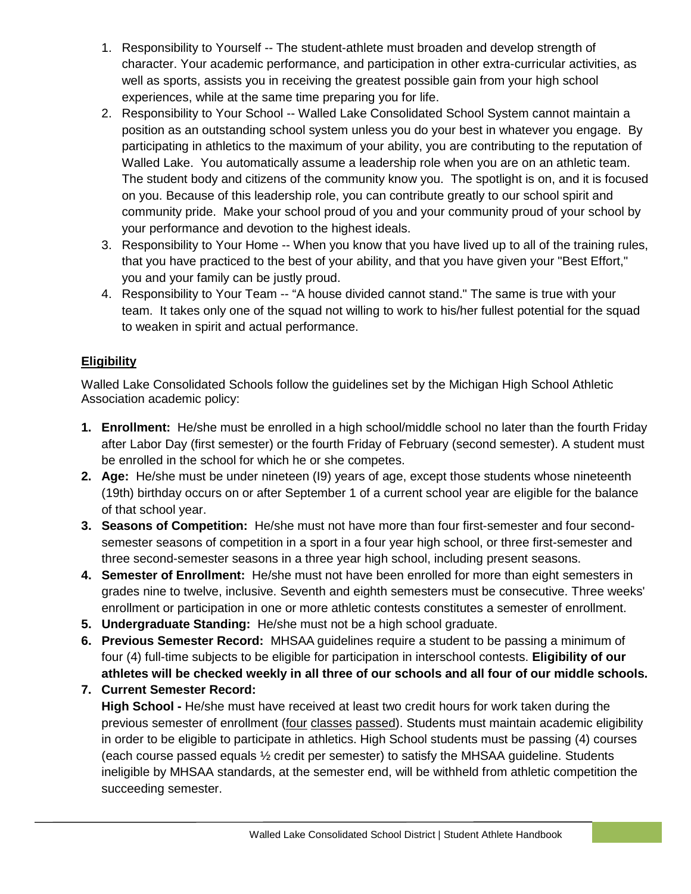1. Responsibility to Yourself -- The student-athlete must broaden and develop strength of character. Your academic performance, and participation in other extra-curricular activities, as well as sports, assists you in receiving the greatest possible gain from your high school experiences, while at the same time preparing you for life.
2. Responsibility to Your School -- Walled Lake Consolidated School System cannot maintain a position as an outstanding school system unless you do your best in whatever you engage. By participating in athletics to the maximum of your ability, you are contributing to the reputation of Walled Lake. You automatically assume a leadership role when you are on an athletic team. The student body and citizens of the community know you. The spotlight is on, and it is focused on you. Because of this leadership role, you can contribute greatly to our school spirit and community pride. Make your school proud of you and your community proud of your school by your performance and devotion to the highest ideals.
3. Responsibility to Your Home -- When you know that you have lived up to all of the training rules, that you have practiced to the best of your ability, and that you have given your "Best Effort," you and your family can be justly proud.
4. Responsibility to Your Team -- "A house divided cannot stand." The same is true with your team. It takes only one of the squad not willing to work to his/her fullest potential for the squad to weaken in spirit and actual performance.

## Eligibility

Walled Lake Consolidated Schools follow the guidelines set by the Michigan High School Athletic Association academic policy:

1. **Enrollment:** He/she must be enrolled in a high school/middle school no later than the fourth Friday after Labor Day (first semester) or the fourth Friday of February (second semester). A student must be enrolled in the school for which he or she competes.
2. **Age:** He/she must be under nineteen (I9) years of age, except those students whose nineteenth (19th) birthday occurs on or after September 1 of a current school year are eligible for the balance of that school year.
3. **Seasons of Competition:** He/she must not have more than four first-semester and four second-semester seasons of competition in a sport in a four year high school, or three first-semester and three second-semester seasons in a three year high school, including present seasons.
4. **Semester of Enrollment:** He/she must not have been enrolled for more than eight semesters in grades nine to twelve, inclusive. Seventh and eighth semesters must be consecutive. Three weeks' enrollment or participation in one or more athletic contests constitutes a semester of enrollment.
5. **Undergraduate Standing:** He/she must not be a high school graduate.
6. **Previous Semester Record:** MHSAA guidelines require a student to be passing a minimum of four (4) full-time subjects to be eligible for participation in interschool contests. **Eligibility of our athletes will be checked weekly in all three of our schools and all four of our middle schools.**
7. **Current Semester Record:**
   **High School -** He/she must have received at least two credit hours for work taken during the previous semester of enrollment (four classes passed). Students must maintain academic eligibility in order to be eligible to participate in athletics. High School students must be passing (4) courses (each course passed equals ½ credit per semester) to satisfy the MHSAA guideline. Students ineligible by MHSAA standards, at the semester end, will be withheld from athletic competition the succeeding semester.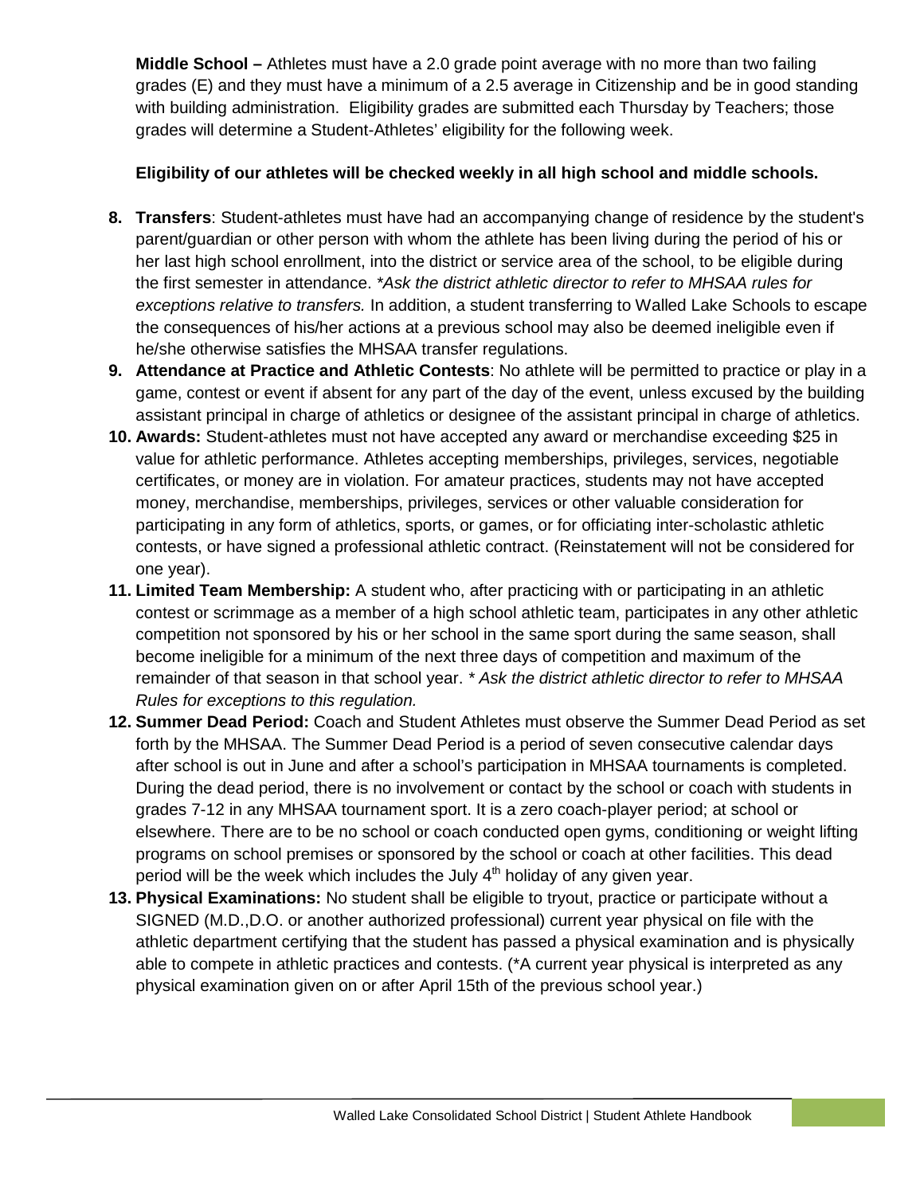**Middle School –** Athletes must have a 2.0 grade point average with no more than two failing grades (E) and they must have a minimum of a 2.5 average in Citizenship and be in good standing with building administration. Eligibility grades are submitted each Thursday by Teachers; those grades will determine a Student-Athletes' eligibility for the following week.

**Eligibility of our athletes will be checked weekly in all high school and middle schools.**

8. **Transfers**: Student-athletes must have had an accompanying change of residence by the student's parent/guardian or other person with whom the athlete has been living during the period of his or her last high school enrollment, into the district or service area of the school, to be eligible during the first semester in attendance. *\*Ask the district athletic director to refer to MHSAA rules for exceptions relative to transfers.* In addition, a student transferring to Walled Lake Schools to escape the consequences of his/her actions at a previous school may also be deemed ineligible even if he/she otherwise satisfies the MHSAA transfer regulations.
9. **Attendance at Practice and Athletic Contests**: No athlete will be permitted to practice or play in a game, contest or event if absent for any part of the day of the event, unless excused by the building assistant principal in charge of athletics or designee of the assistant principal in charge of athletics.
10. **Awards:** Student-athletes must not have accepted any award or merchandise exceeding $25 in value for athletic performance. Athletes accepting memberships, privileges, services, negotiable certificates, or money are in violation. For amateur practices, students may not have accepted money, merchandise, memberships, privileges, services or other valuable consideration for participating in any form of athletics, sports, or games, or for officiating inter-scholastic athletic contests, or have signed a professional athletic contract. (Reinstatement will not be considered for one year).
11. **Limited Team Membership:** A student who, after practicing with or participating in an athletic contest or scrimmage as a member of a high school athletic team, participates in any other athletic competition not sponsored by his or her school in the same sport during the same season, shall become ineligible for a minimum of the next three days of competition and maximum of the remainder of that season in that school year. *\* Ask the district athletic director to refer to MHSAA Rules for exceptions to this regulation.*
12. **Summer Dead Period:** Coach and Student Athletes must observe the Summer Dead Period as set forth by the MHSAA. The Summer Dead Period is a period of seven consecutive calendar days after school is out in June and after a school's participation in MHSAA tournaments is completed. During the dead period, there is no involvement or contact by the school or coach with students in grades 7-12 in any MHSAA tournament sport. It is a zero coach-player period; at school or elsewhere. There are to be no school or coach conducted open gyms, conditioning or weight lifting programs on school premises or sponsored by the school or coach at other facilities. This dead period will be the week which includes the July 4th holiday of any given year.
13. **Physical Examinations:** No student shall be eligible to tryout, practice or participate without a SIGNED (M.D.,D.O. or another authorized professional) current year physical on file with the athletic department certifying that the student has passed a physical examination and is physically able to compete in athletic practices and contests. (*A current year physical is interpreted as any physical examination given on or after April 15th of the previous school year.)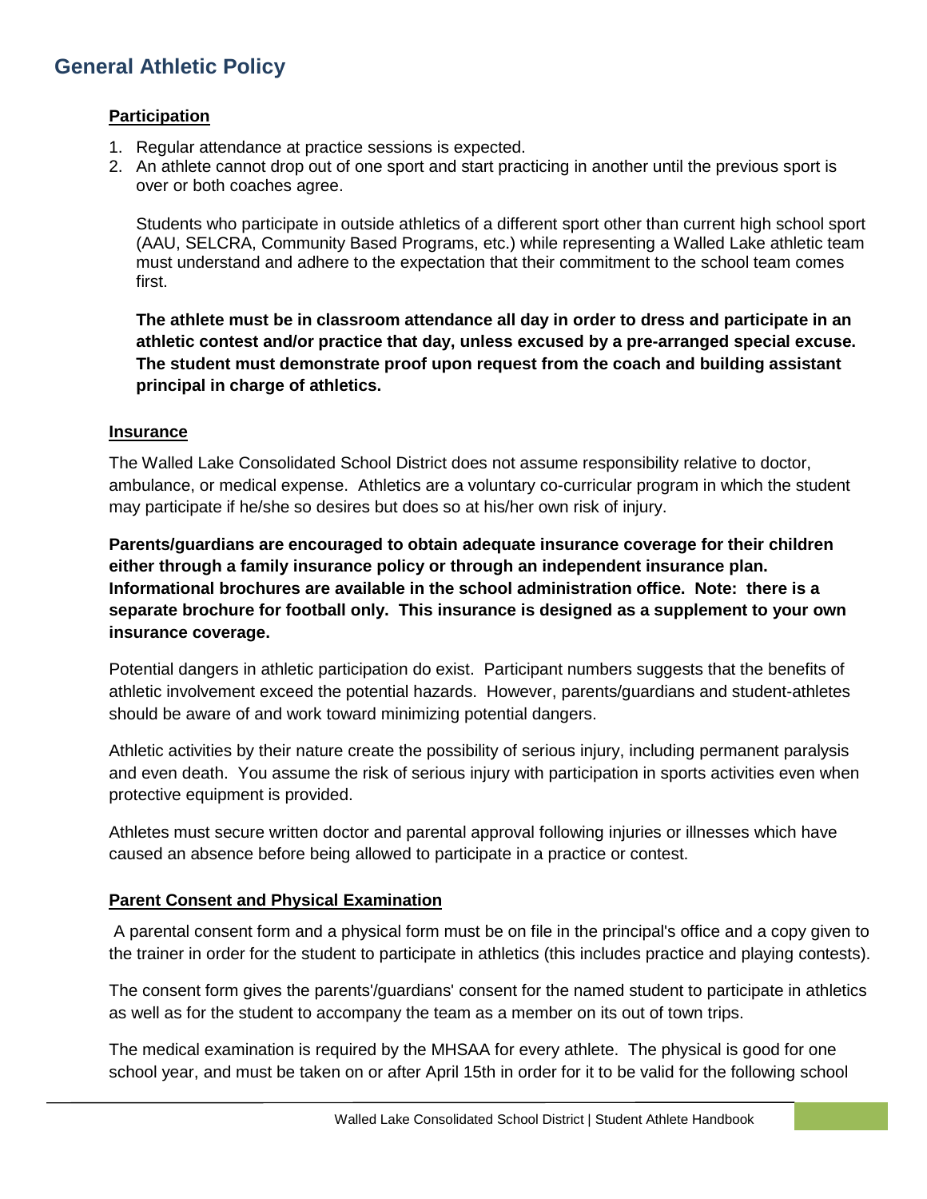## General Athletic Policy

### Participation

1. Regular attendance at practice sessions is expected.
2. An athlete cannot drop out of one sport and start practicing in another until the previous sport is over or both coaches agree.

   Students who participate in outside athletics of a different sport other than current high school sport (AAU, SELCRA, Community Based Programs, etc.) while representing a Walled Lake athletic team must understand and adhere to the expectation that their commitment to the school team comes first.

   **The athlete must be in classroom attendance all day in order to dress and participate in an athletic contest and/or practice that day, unless excused by a pre-arranged special excuse. The student must demonstrate proof upon request from the coach and building assistant principal in charge of athletics.**

### Insurance

The Walled Lake Consolidated School District does not assume responsibility relative to doctor, ambulance, or medical expense. Athletics are a voluntary co-curricular program in which the student may participate if he/she so desires but does so at his/her own risk of injury.

**Parents/guardians are encouraged to obtain adequate insurance coverage for their children either through a family insurance policy or through an independent insurance plan. Informational brochures are available in the school administration office. Note: there is a separate brochure for football only. This insurance is designed as a supplement to your own insurance coverage.**

Potential dangers in athletic participation do exist. Participant numbers suggests that the benefits of athletic involvement exceed the potential hazards. However, parents/guardians and student-athletes should be aware of and work toward minimizing potential dangers.

Athletic activities by their nature create the possibility of serious injury, including permanent paralysis and even death. You assume the risk of serious injury with participation in sports activities even when protective equipment is provided.

Athletes must secure written doctor and parental approval following injuries or illnesses which have caused an absence before being allowed to participate in a practice or contest.

### Parent Consent and Physical Examination

A parental consent form and a physical form must be on file in the principal's office and a copy given to the trainer in order for the student to participate in athletics (this includes practice and playing contests).

The consent form gives the parents'/guardians' consent for the named student to participate in athletics as well as for the student to accompany the team as a member on its out of town trips.

The medical examination is required by the MHSAA for every athlete. The physical is good for one school year, and must be taken on or after April 15th in order for it to be valid for the following school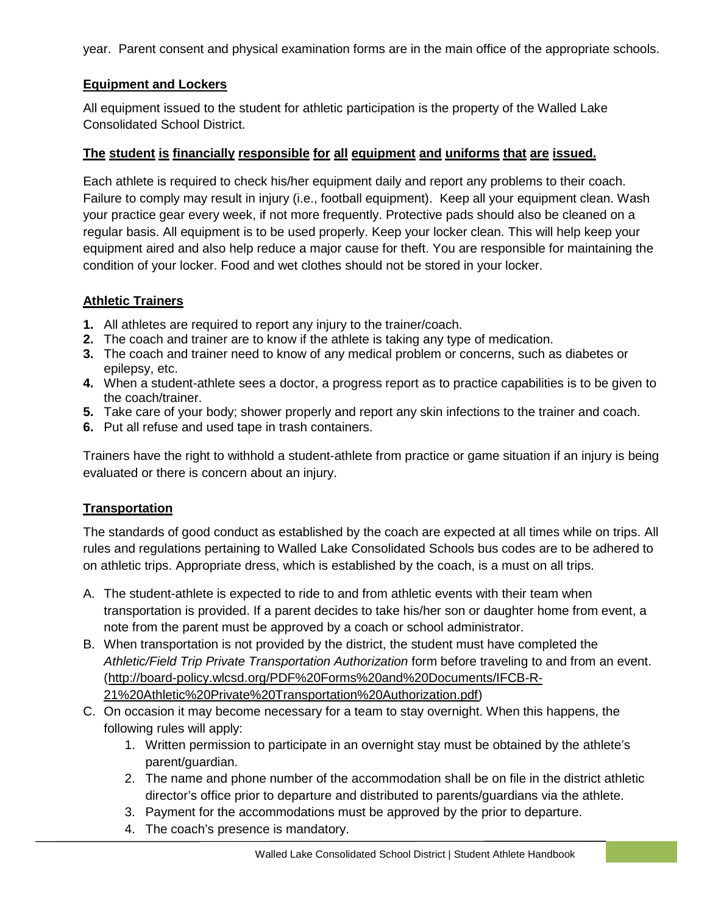year. Parent consent and physical examination forms are in the main office of the appropriate schools.

## Equipment and Lockers

All equipment issued to the student for athletic participation is the property of the Walled Lake Consolidated School District.

**The student is financially responsible for all equipment and uniforms that are issued.**

Each athlete is required to check his/her equipment daily and report any problems to their coach. Failure to comply may result in injury (i.e., football equipment). Keep all your equipment clean. Wash your practice gear every week, if not more frequently. Protective pads should also be cleaned on a regular basis. All equipment is to be used properly. Keep your locker clean. This will help keep your equipment aired and also help reduce a major cause for theft. You are responsible for maintaining the condition of your locker. Food and wet clothes should not be stored in your locker.

## Athletic Trainers

1. All athletes are required to report any injury to the trainer/coach.
2. The coach and trainer are to know if the athlete is taking any type of medication.
3. The coach and trainer need to know of any medical problem or concerns, such as diabetes or epilepsy, etc.
4. When a student-athlete sees a doctor, a progress report as to practice capabilities is to be given to the coach/trainer.
5. Take care of your body; shower properly and report any skin infections to the trainer and coach.
6. Put all refuse and used tape in trash containers.

Trainers have the right to withhold a student-athlete from practice or game situation if an injury is being evaluated or there is concern about an injury.

## Transportation

The standards of good conduct as established by the coach are expected at all times while on trips. All rules and regulations pertaining to Walled Lake Consolidated Schools bus codes are to be adhered to on athletic trips. Appropriate dress, which is established by the coach, is a must on all trips.

A. The student-athlete is expected to ride to and from athletic events with their team when transportation is provided. If a parent decides to take his/her son or daughter home from event, a note from the parent must be approved by a coach or school administrator.
B. When transportation is not provided by the district, the student must have completed the *Athletic/Field Trip Private Transportation Authorization* form before traveling to and from an event. (http://board-policy.wlcsd.org/PDF%20Forms%20and%20Documents/IFCB-R-21%20Athletic%20Private%20Transportation%20Authorization.pdf)
C. On occasion it may become necessary for a team to stay overnight. When this happens, the following rules will apply:
   1. Written permission to participate in an overnight stay must be obtained by the athlete's parent/guardian.
   2. The name and phone number of the accommodation shall be on file in the district athletic director's office prior to departure and distributed to parents/guardians via the athlete.
   3. Payment for the accommodations must be approved by the prior to departure.
   4. The coach's presence is mandatory.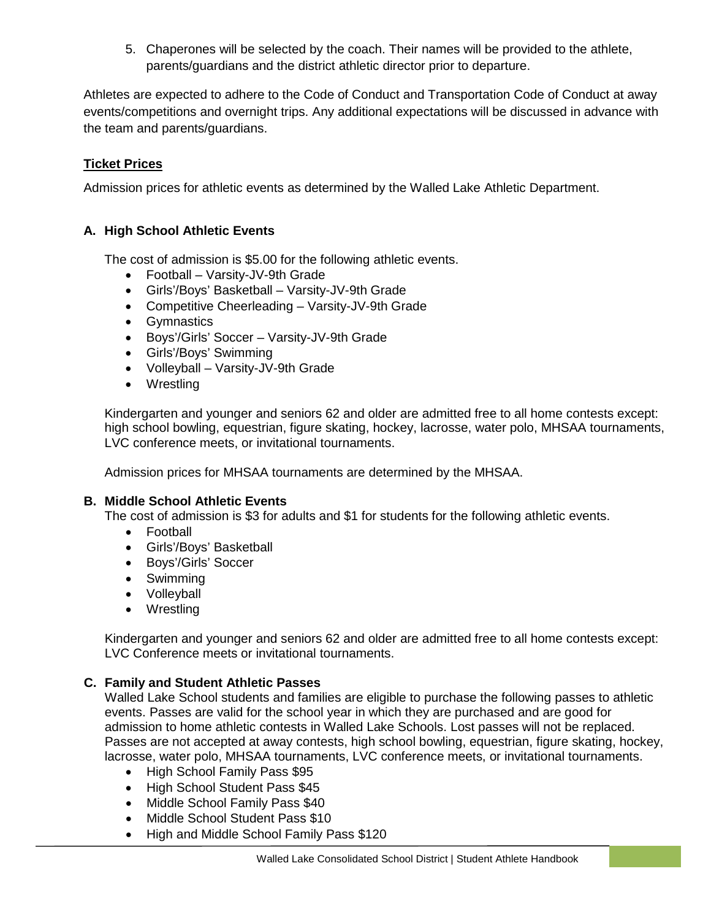5. Chaperones will be selected by the coach. Their names will be provided to the athlete, parents/guardians and the district athletic director prior to departure.

Athletes are expected to adhere to the Code of Conduct and Transportation Code of Conduct at away events/competitions and overnight trips. Any additional expectations will be discussed in advance with the team and parents/guardians.

## Ticket Prices

Admission prices for athletic events as determined by the Walled Lake Athletic Department.

### A. High School Athletic Events

The cost of admission is $5.00 for the following athletic events.

- Football – Varsity-JV-9th Grade
- Girls'/Boys' Basketball – Varsity-JV-9th Grade
- Competitive Cheerleading – Varsity-JV-9th Grade
- Gymnastics
- Boys'/Girls' Soccer – Varsity-JV-9th Grade
- Girls'/Boys' Swimming
- Volleyball – Varsity-JV-9th Grade
- Wrestling

Kindergarten and younger and seniors 62 and older are admitted free to all home contests except: high school bowling, equestrian, figure skating, hockey, lacrosse, water polo, MHSAA tournaments, LVC conference meets, or invitational tournaments.

Admission prices for MHSAA tournaments are determined by the MHSAA.

### B. Middle School Athletic Events

The cost of admission is $3 for adults and $1 for students for the following athletic events.

- Football
- Girls'/Boys' Basketball
- Boys'/Girls' Soccer
- Swimming
- Volleyball
- Wrestling

Kindergarten and younger and seniors 62 and older are admitted free to all home contests except: LVC Conference meets or invitational tournaments.

### C. Family and Student Athletic Passes

Walled Lake School students and families are eligible to purchase the following passes to athletic events. Passes are valid for the school year in which they are purchased and are good for admission to home athletic contests in Walled Lake Schools. Lost passes will not be replaced. Passes are not accepted at away contests, high school bowling, equestrian, figure skating, hockey, lacrosse, water polo, MHSAA tournaments, LVC conference meets, or invitational tournaments.

- High School Family Pass $95
- High School Student Pass $45
- Middle School Family Pass $40
- Middle School Student Pass $10
- High and Middle School Family Pass $120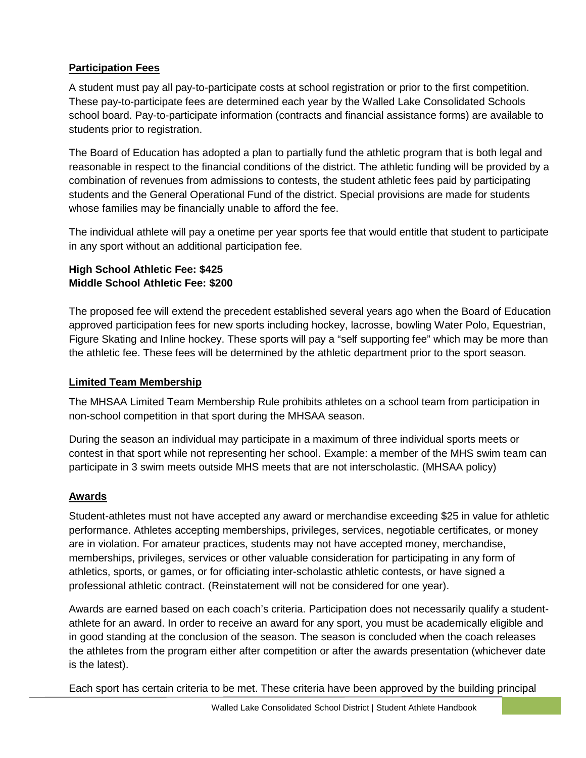## Participation Fees

A student must pay all pay-to-participate costs at school registration or prior to the first competition. These pay-to-participate fees are determined each year by the Walled Lake Consolidated Schools school board. Pay-to-participate information (contracts and financial assistance forms) are available to students prior to registration.

The Board of Education has adopted a plan to partially fund the athletic program that is both legal and reasonable in respect to the financial conditions of the district. The athletic funding will be provided by a combination of revenues from admissions to contests, the student athletic fees paid by participating students and the General Operational Fund of the district. Special provisions are made for students whose families may be financially unable to afford the fee.

The individual athlete will pay a onetime per year sports fee that would entitle that student to participate in any sport without an additional participation fee.

**High School Athletic Fee: $425**
**Middle School Athletic Fee: $200**

The proposed fee will extend the precedent established several years ago when the Board of Education approved participation fees for new sports including hockey, lacrosse, bowling Water Polo, Equestrian, Figure Skating and Inline hockey. These sports will pay a "self supporting fee" which may be more than the athletic fee. These fees will be determined by the athletic department prior to the sport season.

## Limited Team Membership

The MHSAA Limited Team Membership Rule prohibits athletes on a school team from participation in non-school competition in that sport during the MHSAA season.

During the season an individual may participate in a maximum of three individual sports meets or contest in that sport while not representing her school. Example: a member of the MHS swim team can participate in 3 swim meets outside MHS meets that are not interscholastic. (MHSAA policy)

## Awards

Student-athletes must not have accepted any award or merchandise exceeding $25 in value for athletic performance. Athletes accepting memberships, privileges, services, negotiable certificates, or money are in violation. For amateur practices, students may not have accepted money, merchandise, memberships, privileges, services or other valuable consideration for participating in any form of athletics, sports, or games, or for officiating inter-scholastic athletic contests, or have signed a professional athletic contract. (Reinstatement will not be considered for one year).

Awards are earned based on each coach's criteria. Participation does not necessarily qualify a student-athlete for an award. In order to receive an award for any sport, you must be academically eligible and in good standing at the conclusion of the season. The season is concluded when the coach releases the athletes from the program either after competition or after the awards presentation (whichever date is the latest).

Each sport has certain criteria to be met. These criteria have been approved by the building principal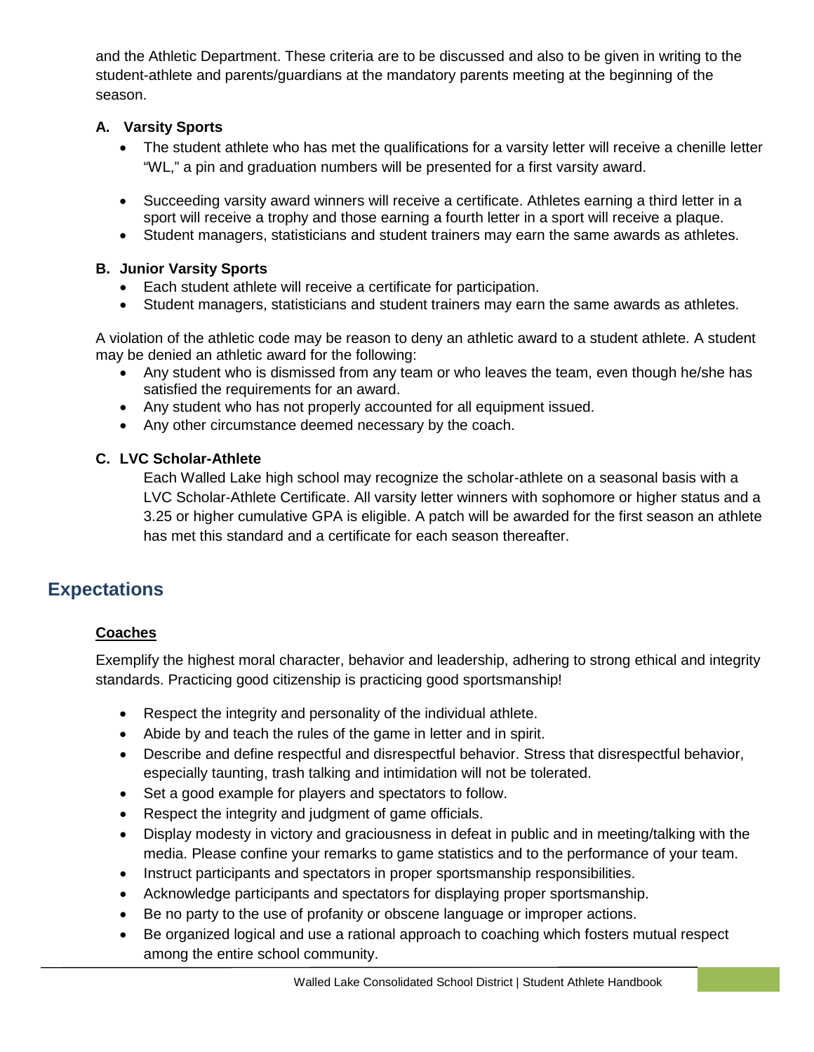and the Athletic Department. These criteria are to be discussed and also to be given in writing to the student-athlete and parents/guardians at the mandatory parents meeting at the beginning of the season.

### A. Varsity Sports

- The student athlete who has met the qualifications for a varsity letter will receive a chenille letter "WL," a pin and graduation numbers will be presented for a first varsity award.
- Succeeding varsity award winners will receive a certificate. Athletes earning a third letter in a sport will receive a trophy and those earning a fourth letter in a sport will receive a plaque.
- Student managers, statisticians and student trainers may earn the same awards as athletes.

### B. Junior Varsity Sports

- Each student athlete will receive a certificate for participation.
- Student managers, statisticians and student trainers may earn the same awards as athletes.

A violation of the athletic code may be reason to deny an athletic award to a student athlete. A student may be denied an athletic award for the following:

- Any student who is dismissed from any team or who leaves the team, even though he/she has satisfied the requirements for an award.
- Any student who has not properly accounted for all equipment issued.
- Any other circumstance deemed necessary by the coach.

### C. LVC Scholar-Athlete

Each Walled Lake high school may recognize the scholar-athlete on a seasonal basis with a LVC Scholar-Athlete Certificate. All varsity letter winners with sophomore or higher status and a 3.25 or higher cumulative GPA is eligible. A patch will be awarded for the first season an athlete has met this standard and a certificate for each season thereafter.

## Expectations

### Coaches

Exemplify the highest moral character, behavior and leadership, adhering to strong ethical and integrity standards. Practicing good citizenship is practicing good sportsmanship!

- Respect the integrity and personality of the individual athlete.
- Abide by and teach the rules of the game in letter and in spirit.
- Describe and define respectful and disrespectful behavior. Stress that disrespectful behavior, especially taunting, trash talking and intimidation will not be tolerated.
- Set a good example for players and spectators to follow.
- Respect the integrity and judgment of game officials.
- Display modesty in victory and graciousness in defeat in public and in meeting/talking with the media. Please confine your remarks to game statistics and to the performance of your team.
- Instruct participants and spectators in proper sportsmanship responsibilities.
- Acknowledge participants and spectators for displaying proper sportsmanship.
- Be no party to the use of profanity or obscene language or improper actions.
- Be organized logical and use a rational approach to coaching which fosters mutual respect among the entire school community.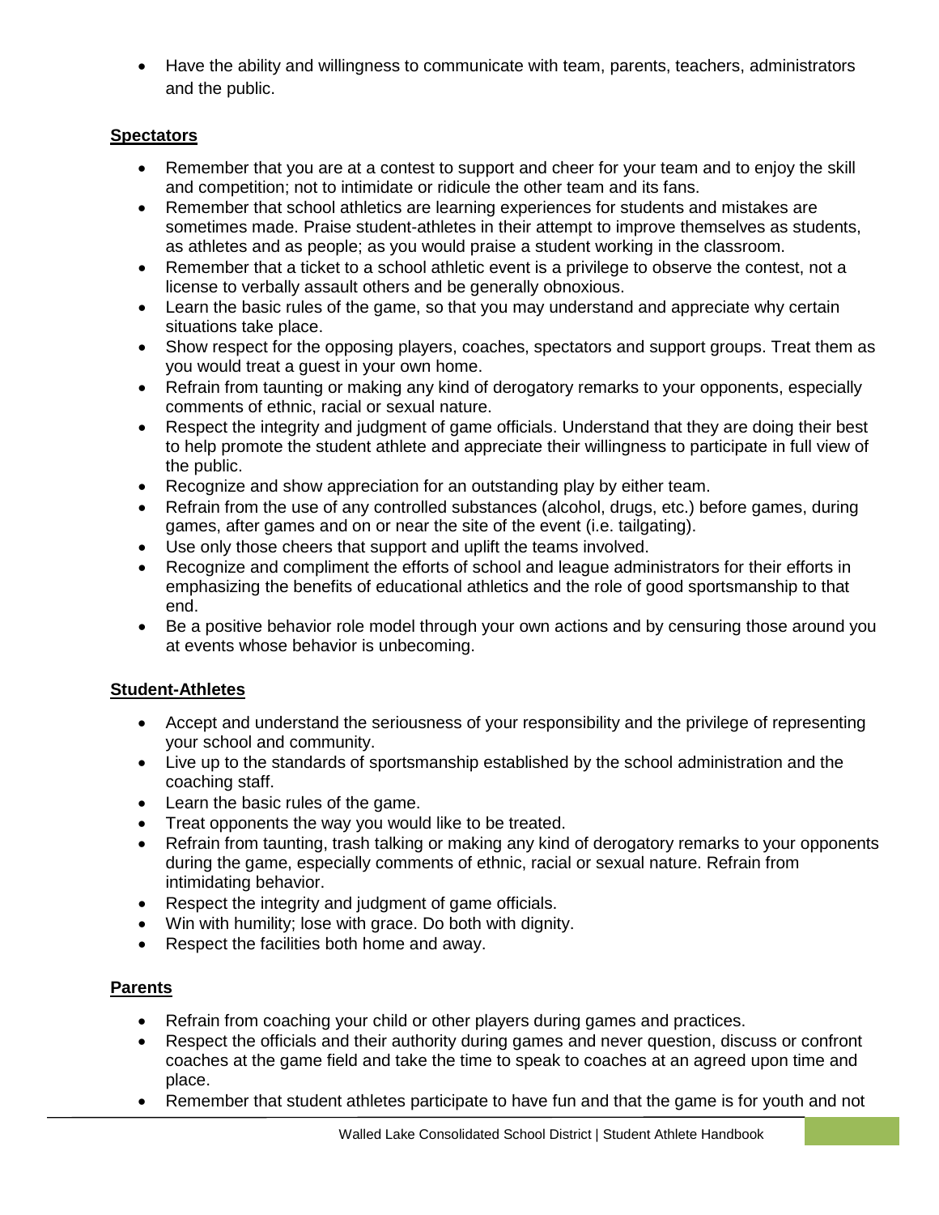- Have the ability and willingness to communicate with team, parents, teachers, administrators and the public.

**Spectators**

- Remember that you are at a contest to support and cheer for your team and to enjoy the skill and competition; not to intimidate or ridicule the other team and its fans.
- Remember that school athletics are learning experiences for students and mistakes are sometimes made. Praise student-athletes in their attempt to improve themselves as students, as athletes and as people; as you would praise a student working in the classroom.
- Remember that a ticket to a school athletic event is a privilege to observe the contest, not a license to verbally assault others and be generally obnoxious.
- Learn the basic rules of the game, so that you may understand and appreciate why certain situations take place.
- Show respect for the opposing players, coaches, spectators and support groups. Treat them as you would treat a guest in your own home.
- Refrain from taunting or making any kind of derogatory remarks to your opponents, especially comments of ethnic, racial or sexual nature.
- Respect the integrity and judgment of game officials. Understand that they are doing their best to help promote the student athlete and appreciate their willingness to participate in full view of the public.
- Recognize and show appreciation for an outstanding play by either team.
- Refrain from the use of any controlled substances (alcohol, drugs, etc.) before games, during games, after games and on or near the site of the event (i.e. tailgating).
- Use only those cheers that support and uplift the teams involved.
- Recognize and compliment the efforts of school and league administrators for their efforts in emphasizing the benefits of educational athletics and the role of good sportsmanship to that end.
- Be a positive behavior role model through your own actions and by censuring those around you at events whose behavior is unbecoming.

**Student-Athletes**

- Accept and understand the seriousness of your responsibility and the privilege of representing your school and community.
- Live up to the standards of sportsmanship established by the school administration and the coaching staff.
- Learn the basic rules of the game.
- Treat opponents the way you would like to be treated.
- Refrain from taunting, trash talking or making any kind of derogatory remarks to your opponents during the game, especially comments of ethnic, racial or sexual nature. Refrain from intimidating behavior.
- Respect the integrity and judgment of game officials.
- Win with humility; lose with grace. Do both with dignity.
- Respect the facilities both home and away.

**Parents**

- Refrain from coaching your child or other players during games and practices.
- Respect the officials and their authority during games and never question, discuss or confront coaches at the game field and take the time to speak to coaches at an agreed upon time and place.
- Remember that student athletes participate to have fun and that the game is for youth and not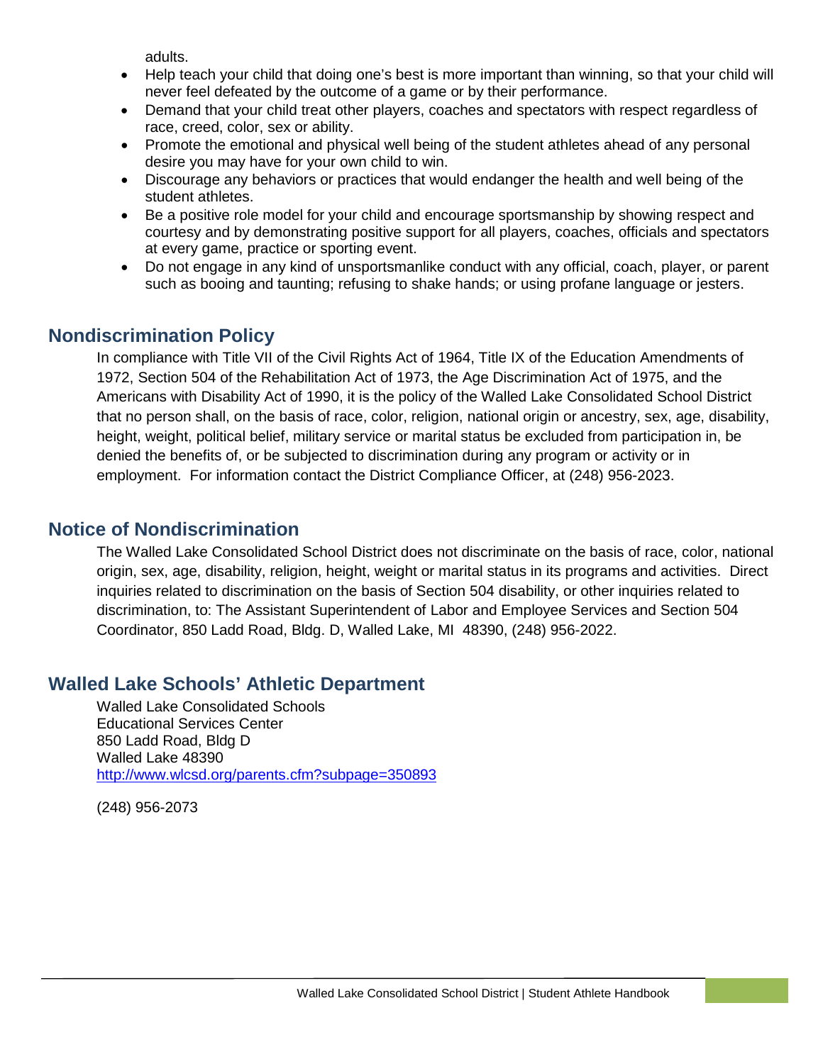adults.

- Help teach your child that doing one's best is more important than winning, so that your child will never feel defeated by the outcome of a game or by their performance.
- Demand that your child treat other players, coaches and spectators with respect regardless of race, creed, color, sex or ability.
- Promote the emotional and physical well being of the student athletes ahead of any personal desire you may have for your own child to win.
- Discourage any behaviors or practices that would endanger the health and well being of the student athletes.
- Be a positive role model for your child and encourage sportsmanship by showing respect and courtesy and by demonstrating positive support for all players, coaches, officials and spectators at every game, practice or sporting event.
- Do not engage in any kind of unsportsmanlike conduct with any official, coach, player, or parent such as booing and taunting; refusing to shake hands; or using profane language or jesters.

## Nondiscrimination Policy

In compliance with Title VII of the Civil Rights Act of 1964, Title IX of the Education Amendments of 1972, Section 504 of the Rehabilitation Act of 1973, the Age Discrimination Act of 1975, and the Americans with Disability Act of 1990, it is the policy of the Walled Lake Consolidated School District that no person shall, on the basis of race, color, religion, national origin or ancestry, sex, age, disability, height, weight, political belief, military service or marital status be excluded from participation in, be denied the benefits of, or be subjected to discrimination during any program or activity or in employment. For information contact the District Compliance Officer, at (248) 956-2023.

## Notice of Nondiscrimination

The Walled Lake Consolidated School District does not discriminate on the basis of race, color, national origin, sex, age, disability, religion, height, weight or marital status in its programs and activities. Direct inquiries related to discrimination on the basis of Section 504 disability, or other inquiries related to discrimination, to: The Assistant Superintendent of Labor and Employee Services and Section 504 Coordinator, 850 Ladd Road, Bldg. D, Walled Lake, MI 48390, (248) 956-2022.

## Walled Lake Schools' Athletic Department

Walled Lake Consolidated Schools
Educational Services Center
850 Ladd Road, Bldg D
Walled Lake 48390
http://www.wlcsd.org/parents.cfm?subpage=350893

(248) 956-2073